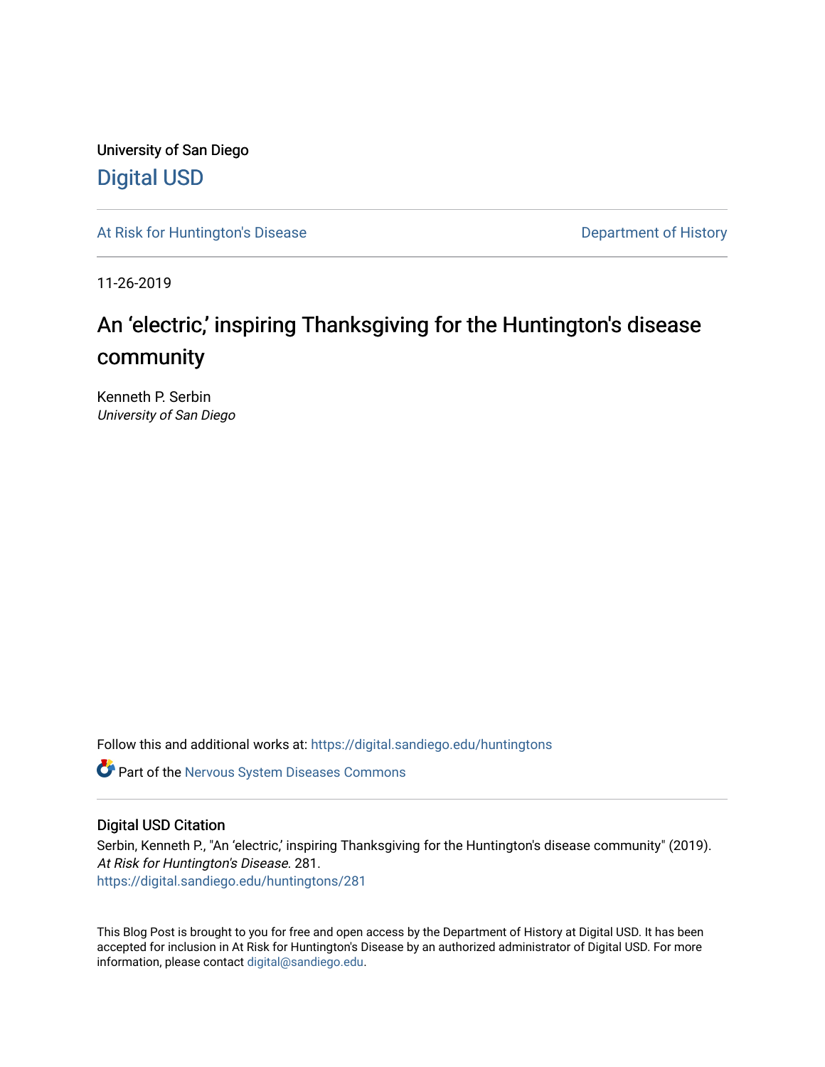University of San Diego

# Digital USD

At Risk for Huntington's Disease

Department of History

11-26-2019

# An 'electric,' inspiring Thanksgiving for the Huntington's disease community

Kenneth P. Serbin
*University of San Diego*

Follow this and additional works at: https://digital.sandiego.edu/huntingtons

Part of the Nervous System Diseases Commons

## Digital USD Citation

Serbin, Kenneth P., "An 'electric,' inspiring Thanksgiving for the Huntington's disease community" (2019). *At Risk for Huntington's Disease*. 281.
https://digital.sandiego.edu/huntingtons/281

This Blog Post is brought to you for free and open access by the Department of History at Digital USD. It has been accepted for inclusion in At Risk for Huntington's Disease by an authorized administrator of Digital USD. For more information, please contact digital@sandiego.edu.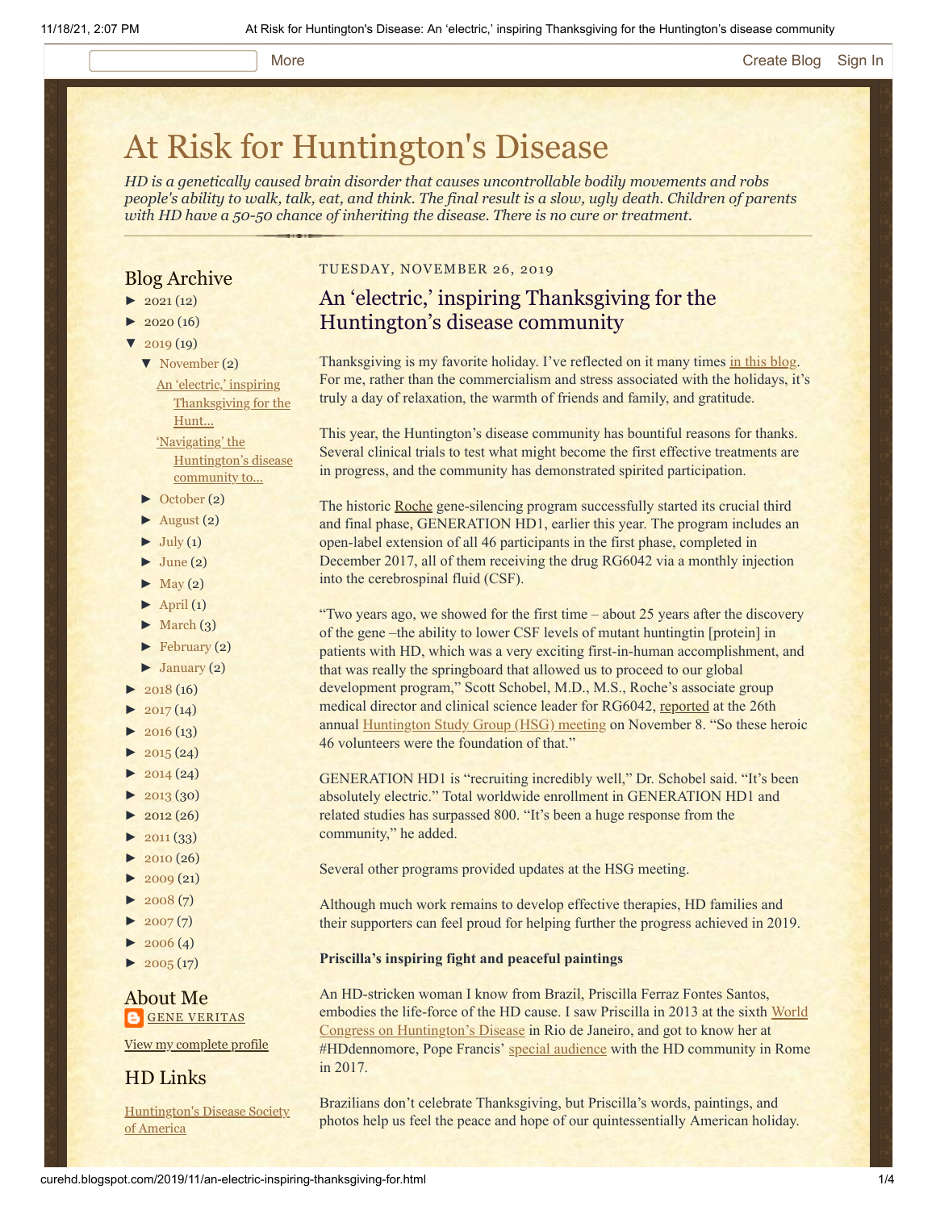# At Risk for Huntington's Disease

*HD is a genetically caused brain disorder that causes uncontrollable bodily movements and robs people's ability to walk, talk, eat, and think. The final result is a slow, ugly death. Children of parents with HD have a 50-50 chance of inheriting the disease. There is no cure or treatment.*

## Blog Archive

- ► 2021 (12)
- ► 2020 (16)
- ▼ 2019 (19)
  - ▼ November (2)
    - An 'electric,' inspiring Thanksgiving for the Hunt...
    - 'Navigating' the Huntington's disease community to...
  - ► October (2)
  - ► August (2)
  - ► July (1)
  - ► June (2)
  - ► May (2)
  - ► April (1)
  - ► March (3)
  - ► February (2)
  - ► January (2)
- ► 2018 (16)
- ► 2017 (14)
- ► 2016 (13)
- ► 2015 (24)
- ► 2014 (24)
- ► 2013 (30)
- ► 2012 (26)
- ► 2011 (33)
- ► 2010 (26)
- ► 2009 (21)
- ► 2008 (7)
- ► 2007 (7)
- ► 2006 (4)
- ► 2005 (17)

## About Me

GENE VERITAS

View my complete profile

## HD Links

Huntington's Disease Society of America

TUESDAY, NOVEMBER 26, 2019

## An 'electric,' inspiring Thanksgiving for the Huntington's disease community

Thanksgiving is my favorite holiday. I've reflected on it many times in this blog. For me, rather than the commercialism and stress associated with the holidays, it's truly a day of relaxation, the warmth of friends and family, and gratitude.

This year, the Huntington's disease community has bountiful reasons for thanks. Several clinical trials to test what might become the first effective treatments are in progress, and the community has demonstrated spirited participation.

The historic Roche gene-silencing program successfully started its crucial third and final phase, GENERATION HD1, earlier this year. The program includes an open-label extension of all 46 participants in the first phase, completed in December 2017, all of them receiving the drug RG6042 via a monthly injection into the cerebrospinal fluid (CSF).

"Two years ago, we showed for the first time – about 25 years after the discovery of the gene –the ability to lower CSF levels of mutant huntingtin [protein] in patients with HD, which was a very exciting first-in-human accomplishment, and that was really the springboard that allowed us to proceed to our global development program," Scott Schobel, M.D., M.S., Roche's associate group medical director and clinical science leader for RG6042, reported at the 26th annual Huntington Study Group (HSG) meeting on November 8. "So these heroic 46 volunteers were the foundation of that."

GENERATION HD1 is "recruiting incredibly well," Dr. Schobel said. "It's been absolutely electric." Total worldwide enrollment in GENERATION HD1 and related studies has surpassed 800. "It's been a huge response from the community," he added.

Several other programs provided updates at the HSG meeting.

Although much work remains to develop effective therapies, HD families and their supporters can feel proud for helping further the progress achieved in 2019.

**Priscilla's inspiring fight and peaceful paintings**

An HD-stricken woman I know from Brazil, Priscilla Ferraz Fontes Santos, embodies the life-force of the HD cause. I saw Priscilla in 2013 at the sixth World Congress on Huntington's Disease in Rio de Janeiro, and got to know her at #HDdennomore, Pope Francis' special audience with the HD community in Rome in 2017.

Brazilians don't celebrate Thanksgiving, but Priscilla's words, paintings, and photos help us feel the peace and hope of our quintessentially American holiday.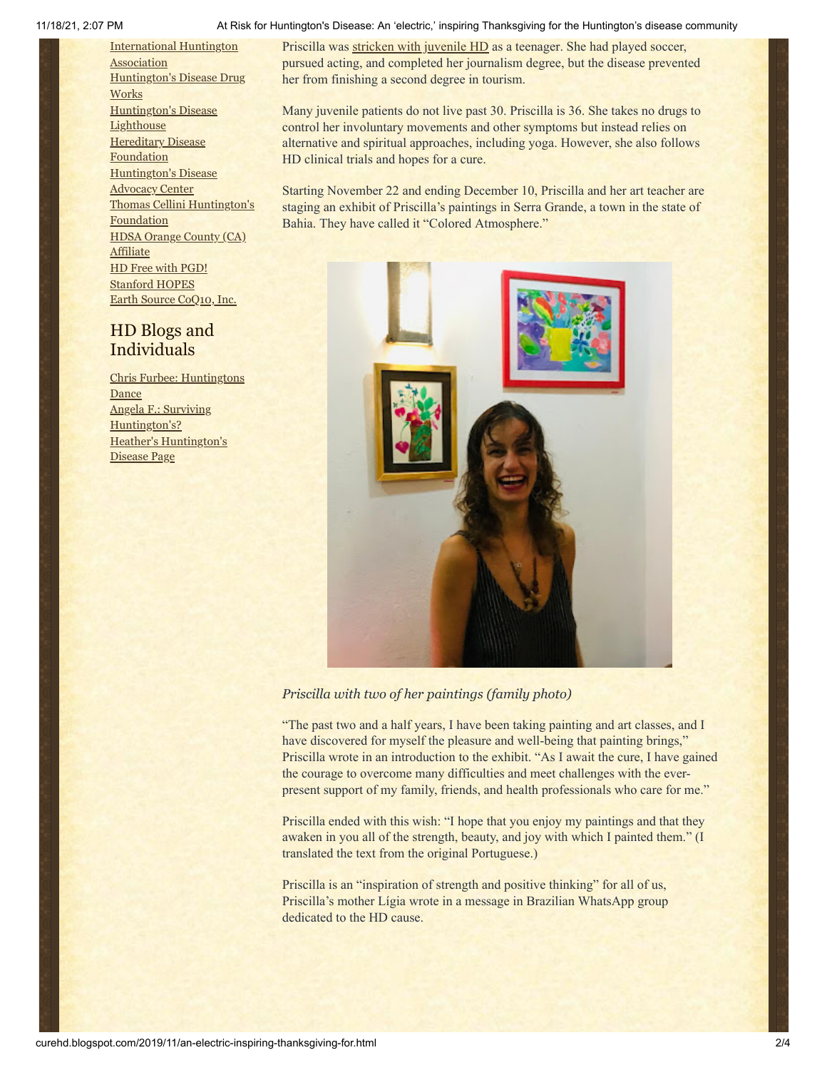[International Huntington Association](#)
[Huntington's Disease Drug Works](#)
[Huntington's Disease Lighthouse](#)
[Hereditary Disease Foundation](#)
[Huntington's Disease Advocacy Center](#)
[Thomas Cellini Huntington's Foundation](#)
[HDSA Orange County (CA) Affiliate](#)
[HD Free with PGD!](#)
[Stanford HOPES](#)
[Earth Source CoQ10, Inc.](#)

## HD Blogs and Individuals

[Chris Furbee: Huntingtons Dance](#)
[Angela F.: Surviving Huntington's?](#)
[Heather's Huntington's Disease Page](#)

Priscilla was stricken with juvenile HD as a teenager. She had played soccer, pursued acting, and completed her journalism degree, but the disease prevented her from finishing a second degree in tourism.

Many juvenile patients do not live past 30. Priscilla is 36. She takes no drugs to control her involuntary movements and other symptoms but instead relies on alternative and spiritual approaches, including yoga. However, she also follows HD clinical trials and hopes for a cure.

Starting November 22 and ending December 10, Priscilla and her art teacher are staging an exhibit of Priscilla's paintings in Serra Grande, a town in the state of Bahia. They have called it "Colored Atmosphere."

*Priscilla with two of her paintings (family photo)*

"The past two and a half years, I have been taking painting and art classes, and I have discovered for myself the pleasure and well-being that painting brings," Priscilla wrote in an introduction to the exhibit. "As I await the cure, I have gained the courage to overcome many difficulties and meet challenges with the ever-present support of my family, friends, and health professionals who care for me."

Priscilla ended with this wish: "I hope that you enjoy my paintings and that they awaken in you all of the strength, beauty, and joy with which I painted them." (I translated the text from the original Portuguese.)

Priscilla is an "inspiration of strength and positive thinking" for all of us, Priscilla's mother Lígia wrote in a message in Brazilian WhatsApp group dedicated to the HD cause.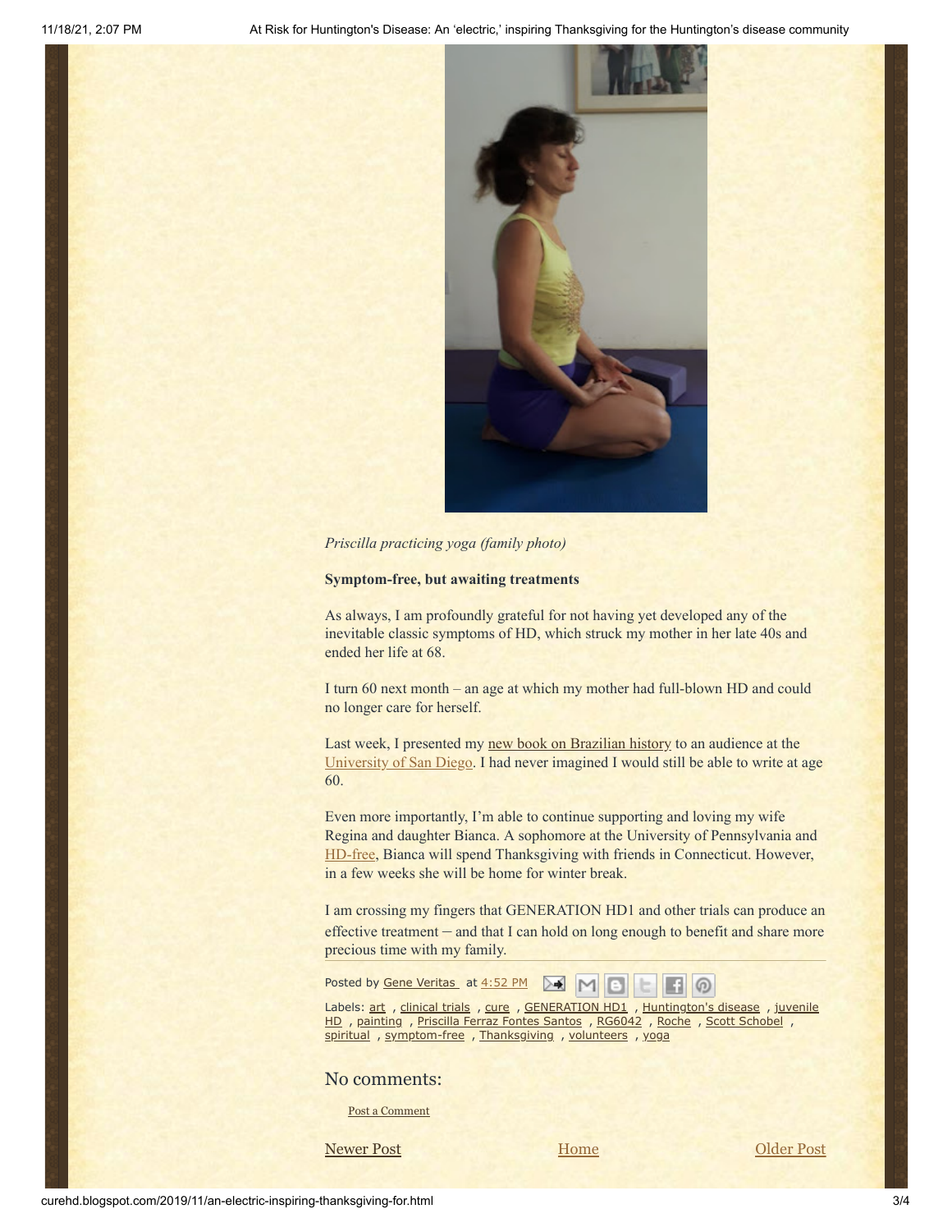*Priscilla practicing yoga (family photo)*

**Symptom-free, but awaiting treatments**

As always, I am profoundly grateful for not having yet developed any of the inevitable classic symptoms of HD, which struck my mother in her late 40s and ended her life at 68.

I turn 60 next month – an age at which my mother had full-blown HD and could no longer care for herself.

Last week, I presented my new book on Brazilian history to an audience at the University of San Diego. I had never imagined I would still be able to write at age 60.

Even more importantly, I'm able to continue supporting and loving my wife Regina and daughter Bianca. A sophomore at the University of Pennsylvania and HD-free, Bianca will spend Thanksgiving with friends in Connecticut. However, in a few weeks she will be home for winter break.

I am crossing my fingers that GENERATION HD1 and other trials can produce an effective treatment – and that I can hold on long enough to benefit and share more precious time with my family.

Posted by Gene Veritas at 4:52 PM

Labels: art , clinical trials , cure , GENERATION HD1 , Huntington's disease , juvenile HD , painting , Priscilla Ferraz Fontes Santos , RG6042 , Roche , Scott Schobel , spiritual , symptom-free , Thanksgiving , volunteers , yoga

## No comments:

Post a Comment

Newer Post | Home | Older Post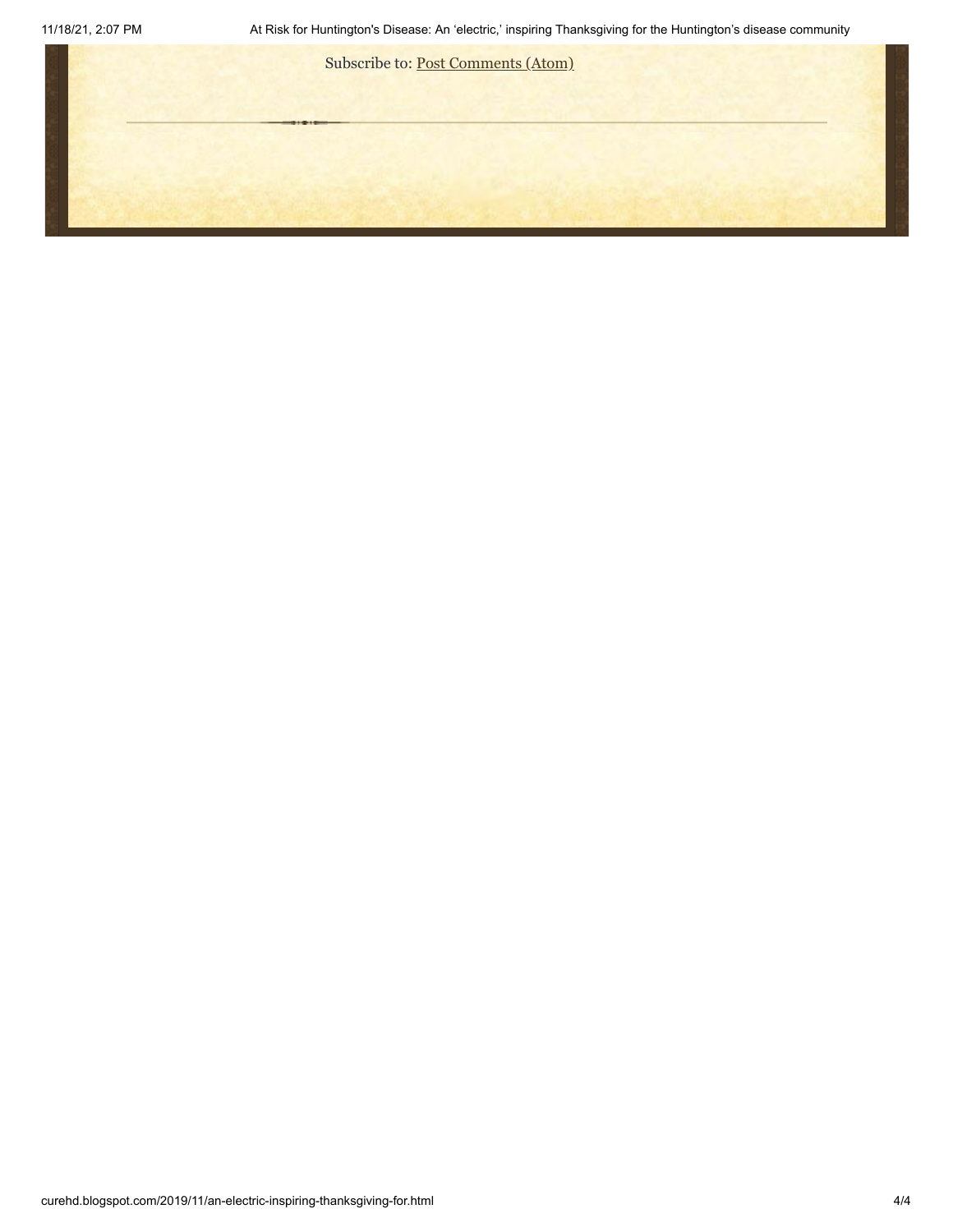Subscribe to: Post Comments (Atom)